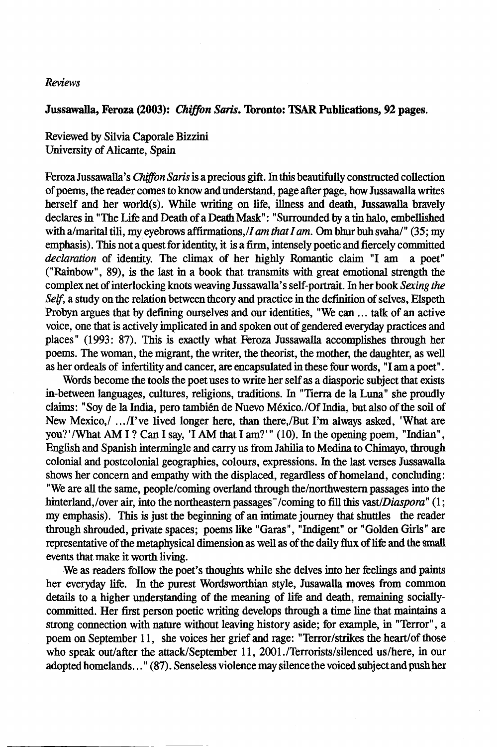*Reviews*

**Jussawalla, Feroza (2003): *Chiffon Saris*. Toronto: TSAR Publications, 92 pages.**

Reviewed by Silvia Caporale Bizzini
University of Alicante, Spain

Feroza Jussawalla's *Chiffon Saris* is a precious gift. In this beautifully constructed collection of poems, the reader comes to know and understand, page after page, how Jussawalla writes herself and her world(s). While writing on life, illness and death, Jussawalla bravely declares in "The Life and Death of a Death Mask": "Surrounded by a tin halo, embellished with a/marital tili, my eyebrows affirmations,/*I am that I am*. Om bhur buh svaha/" (35; my emphasis). This not a quest for identity, it is a firm, intensely poetic and fiercely committed *declaration* of identity. The climax of her highly Romantic claim "I am a poet" ("Rainbow", 89), is the last in a book that transmits with great emotional strength the complex net of interlocking knots weaving Jussawalla's self-portrait. In her book *Sexing the Self*, a study on the relation between theory and practice in the definition of selves, Elspeth Probyn argues that by defining ourselves and our identities, "We can ... talk of an active voice, one that is actively implicated in and spoken out of gendered everyday practices and places" (1993: 87). This is exactly what Feroza Jussawalla accomplishes through her poems. The woman, the migrant, the writer, the theorist, the mother, the daughter, as well as her ordeals of infertility and cancer, are encapsulated in these four words, "I am a poet".

Words become the tools the poet uses to write her self as a diasporic subject that exists in-between languages, cultures, religions, traditions. In "Tierra de la Luna" she proudly claims: "Soy de la India, pero también de Nuevo México./Of India, but also of the soil of New Mexico,/ .../I've lived longer here, than there,/But I'm always asked, 'What are you?'/What AM I ? Can I say, 'I AM that I am?'" (10). In the opening poem, "Indian", English and Spanish intermingle and carry us from Jahilia to Medina to Chimayo, through colonial and postcolonial geographies, colours, expressions. In the last verses Jussawalla shows her concern and empathy with the displaced, regardless of homeland, concluding: "We are all the same, people/coming overland through the/northwestern passages into the hinterland,/over air, into the northeastern passages/coming to fill this vast/*Diaspora*" (1; my emphasis). This is just the beginning of an intimate journey that shuttles the reader through shrouded, private spaces; poems like "Garas", "Indigent" or "Golden Girls" are representative of the metaphysical dimension as well as of the daily flux of life and the small events that make it worth living.

We as readers follow the poet's thoughts while she delves into her feelings and paints her everyday life. In the purest Wordsworthian style, Jusawalla moves from common details to a higher understanding of the meaning of life and death, remaining socially-committed. Her first person poetic writing develops through a time line that maintains a strong connection with nature without leaving history aside; for example, in "Terror", a poem on September 11, she voices her grief and rage: "Terror/strikes the heart/of those who speak out/after the attack/September 11, 2001./Terrorists/silenced us/here, in our adopted homelands..." (87). Senseless violence may silence the voiced subject and push her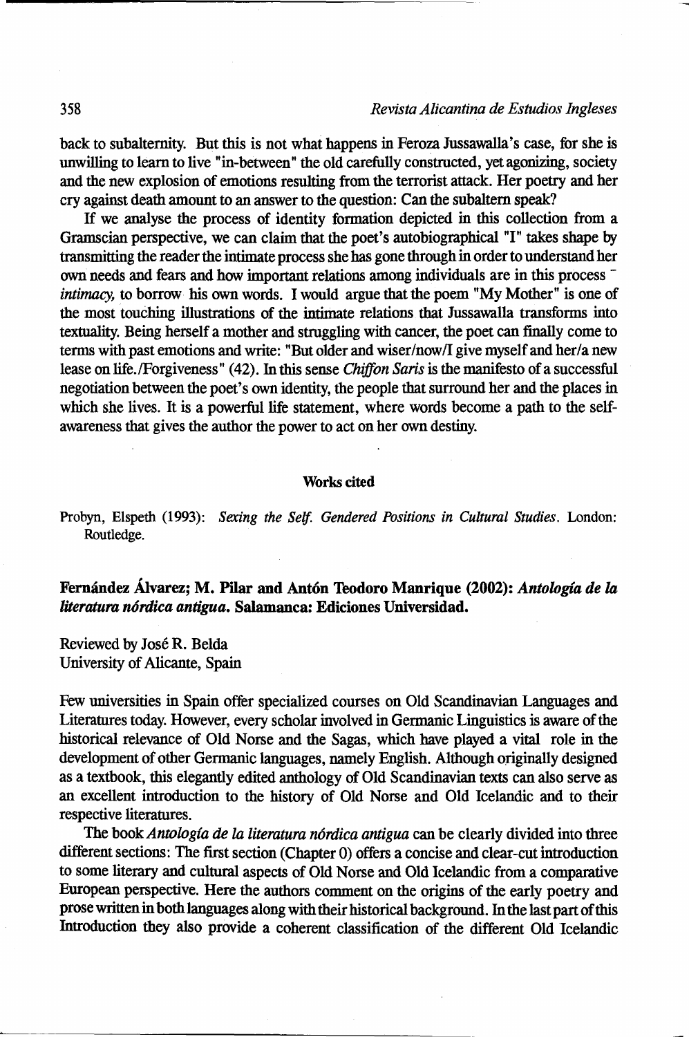back to subalternity. But this is not what happens in Feroza Jussawalla's case, for she is unwilling to learn to live "in-between" the old carefully constructed, yet agonizing, society and the new explosion of emotions resulting from the terrorist attack. Her poetry and her cry against death amount to an answer to the question: Can the subaltern speak?

If we analyse the process of identity formation depicted in this collection from a Gramscian perspective, we can claim that the poet's autobiographical "I" takes shape by transmitting the reader the intimate process she has gone through in order to understand her own needs and fears and how important relations among individuals are in this process - *intimacy,* to borrow his own words. I would argue that the poem "My Mother" is one of the most touching illustrations of the intimate relations that Jussawalla transforms into textuality. Being herself a mother and struggling with cancer, the poet can finally come to terms with past emotions and write: "But older and wiser/now/I give myself and her/a new lease on life./Forgiveness" (42). In this sense *Chiffon Saris* is the manifesto of a successful negotiation between the poet's own identity, the people that surround her and the places in which she lives. It is a powerful life statement, where words become a path to the self-awareness that gives the author the power to act on her own destiny.

**Works cited**

Probyn, Elspeth (1993): *Sexing the Self. Gendered Positions in Cultural Studies*. London: Routledge.

## Fernández Álvarez; M. Pilar and Antón Teodoro Manrique (2002): *Antología de la literatura nórdica antigua*. Salamanca: Ediciones Universidad.

Reviewed by José R. Belda
University of Alicante, Spain

Few universities in Spain offer specialized courses on Old Scandinavian Languages and Literatures today. However, every scholar involved in Germanic Linguistics is aware of the historical relevance of Old Norse and the Sagas, which have played a vital role in the development of other Germanic languages, namely English. Although originally designed as a textbook, this elegantly edited anthology of Old Scandinavian texts can also serve as an excellent introduction to the history of Old Norse and Old Icelandic and to their respective literatures.

The book *Antología de la literatura nórdica antigua* can be clearly divided into three different sections: The first section (Chapter 0) offers a concise and clear-cut introduction to some literary and cultural aspects of Old Norse and Old Icelandic from a comparative European perspective. Here the authors comment on the origins of the early poetry and prose written in both languages along with their historical background. In the last part of this Introduction they also provide a coherent classification of the different Old Icelandic